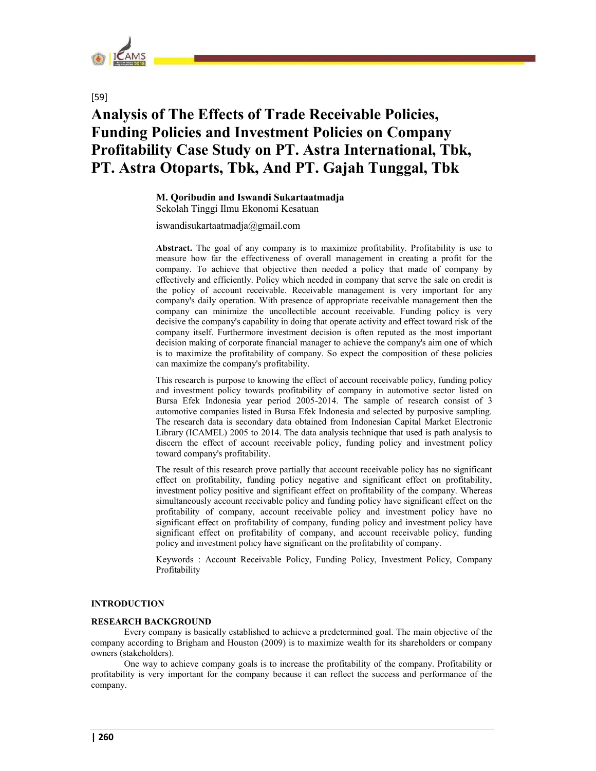[59]

# Analysis of The Effects of Trade Receivable Policies, Funding Policies and Investment Policies on Company Profitability Case Study on PT. Astra International, Tbk, PT. Astra Otoparts, Tbk, And PT. Gajah Tunggal, Tbk

**M. Qoribudin and Iswandi Sukartaatmadja**
Sekolah Tinggi Ilmu Ekonomi Kesatuan

iswandisukartaatmadja@gmail.com

**Abstract.** The goal of any company is to maximize profitability. Profitability is use to measure how far the effectiveness of overall management in creating a profit for the company. To achieve that objective then needed a policy that made of company by effectively and efficiently. Policy which needed in company that serve the sale on credit is the policy of account receivable. Receivable management is very important for any company's daily operation. With presence of appropriate receivable management then the company can minimize the uncollectible account receivable. Funding policy is very decisive the company's capability in doing that operate activity and effect toward risk of the company itself. Furthermore investment decision is often reputed as the most important decision making of corporate financial manager to achieve the company's aim one of which is to maximize the profitability of company. So expect the composition of these policies can maximize the company's profitability.

This research is purpose to knowing the effect of account receivable policy, funding policy and investment policy towards profitability of company in automotive sector listed on Bursa Efek Indonesia year period 2005-2014. The sample of research consist of 3 automotive companies listed in Bursa Efek Indonesia and selected by purposive sampling. The research data is secondary data obtained from Indonesian Capital Market Electronic Library (ICAMEL) 2005 to 2014. The data analysis technique that used is path analysis to discern the effect of account receivable policy, funding policy and investment policy toward company's profitability.

The result of this research prove partially that account receivable policy has no significant effect on profitability, funding policy negative and significant effect on profitability, investment policy positive and significant effect on profitability of the company. Whereas simultaneously account receivable policy and funding policy have significant effect on the profitability of company, account receivable policy and investment policy have no significant effect on profitability of company, funding policy and investment policy have significant effect on profitability of company, and account receivable policy, funding policy and investment policy have significant on the profitability of company.

Keywords : Account Receivable Policy, Funding Policy, Investment Policy, Company Profitability

## INTRODUCTION

### RESEARCH BACKGROUND

Every company is basically established to achieve a predetermined goal. The main objective of the company according to Brigham and Houston (2009) is to maximize wealth for its shareholders or company owners (stakeholders).

One way to achieve company goals is to increase the profitability of the company. Profitability or profitability is very important for the company because it can reflect the success and performance of the company.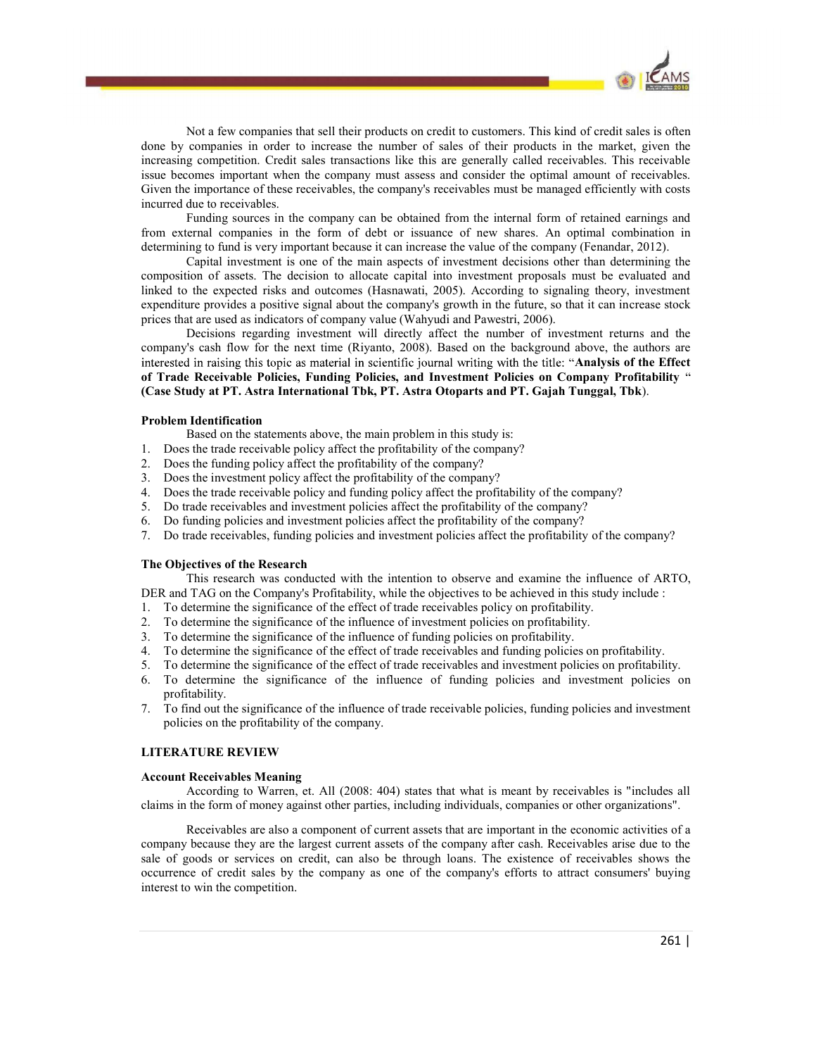Not a few companies that sell their products on credit to customers. This kind of credit sales is often done by companies in order to increase the number of sales of their products in the market, given the increasing competition. Credit sales transactions like this are generally called receivables. This receivable issue becomes important when the company must assess and consider the optimal amount of receivables. Given the importance of these receivables, the company's receivables must be managed efficiently with costs incurred due to receivables.

Funding sources in the company can be obtained from the internal form of retained earnings and from external companies in the form of debt or issuance of new shares. An optimal combination in determining to fund is very important because it can increase the value of the company (Fenandar, 2012).

Capital investment is one of the main aspects of investment decisions other than determining the composition of assets. The decision to allocate capital into investment proposals must be evaluated and linked to the expected risks and outcomes (Hasnawati, 2005). According to signaling theory, investment expenditure provides a positive signal about the company's growth in the future, so that it can increase stock prices that are used as indicators of company value (Wahyudi and Pawestri, 2006).

Decisions regarding investment will directly affect the number of investment returns and the company's cash flow for the next time (Riyanto, 2008). Based on the background above, the authors are interested in raising this topic as material in scientific journal writing with the title: "**Analysis of the Effect of Trade Receivable Policies, Funding Policies, and Investment Policies on Company Profitability " (Case Study at PT. Astra International Tbk, PT. Astra Otoparts and PT. Gajah Tunggal, Tbk**).

**Problem Identification**

Based on the statements above, the main problem in this study is:

1. Does the trade receivable policy affect the profitability of the company?
2. Does the funding policy affect the profitability of the company?
3. Does the investment policy affect the profitability of the company?
4. Does the trade receivable policy and funding policy affect the profitability of the company?
5. Do trade receivables and investment policies affect the profitability of the company?
6. Do funding policies and investment policies affect the profitability of the company?
7. Do trade receivables, funding policies and investment policies affect the profitability of the company?

**The Objectives of the Research**

This research was conducted with the intention to observe and examine the influence of ARTO, DER and TAG on the Company's Profitability, while the objectives to be achieved in this study include :

1. To determine the significance of the effect of trade receivables policy on profitability.
2. To determine the significance of the influence of investment policies on profitability.
3. To determine the significance of the influence of funding policies on profitability.
4. To determine the significance of the effect of trade receivables and funding policies on profitability.
5. To determine the significance of the effect of trade receivables and investment policies on profitability.
6. To determine the significance of the influence of funding policies and investment policies on profitability.
7. To find out the significance of the influence of trade receivable policies, funding policies and investment policies on the profitability of the company.

## LITERATURE REVIEW

**Account Receivables Meaning**

According to Warren, et. All (2008: 404) states that what is meant by receivables is "includes all claims in the form of money against other parties, including individuals, companies or other organizations".

Receivables are also a component of current assets that are important in the economic activities of a company because they are the largest current assets of the company after cash. Receivables arise due to the sale of goods or services on credit, can also be through loans. The existence of receivables shows the occurrence of credit sales by the company as one of the company's efforts to attract consumers' buying interest to win the competition.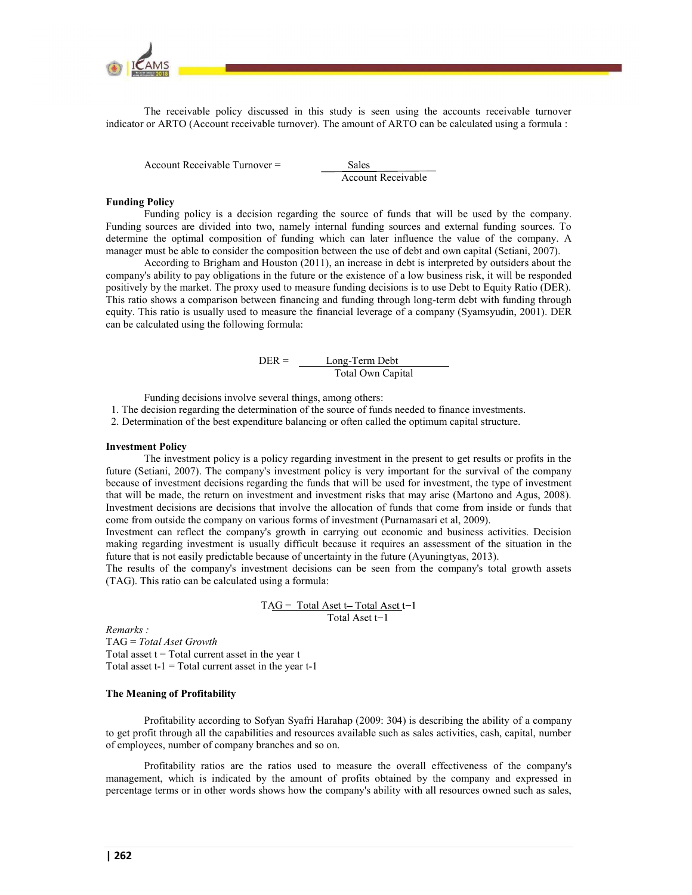The receivable policy discussed in this study is seen using the accounts receivable turnover indicator or ARTO (Account receivable turnover). The amount of ARTO can be calculated using a formula :

$$\text{Account Receivable Turnover} = \frac{\text{Sales}}{\text{Account Receivable}}$$

**Funding Policy**

Funding policy is a decision regarding the source of funds that will be used by the company. Funding sources are divided into two, namely internal funding sources and external funding sources. To determine the optimal composition of funding which can later influence the value of the company. A manager must be able to consider the composition between the use of debt and own capital (Setiani, 2007).

According to Brigham and Houston (2011), an increase in debt is interpreted by outsiders about the company's ability to pay obligations in the future or the existence of a low business risk, it will be responded positively by the market. The proxy used to measure funding decisions is to use Debt to Equity Ratio (DER). This ratio shows a comparison between financing and funding through long-term debt with funding through equity. This ratio is usually used to measure the financial leverage of a company (Syamsyudin, 2001). DER can be calculated using the following formula:

$$\text{DER} = \frac{\text{Long-Term Debt}}{\text{Total Own Capital}}$$

Funding decisions involve several things, among others:

1. The decision regarding the determination of the source of funds needed to finance investments.
2. Determination of the best expenditure balancing or often called the optimum capital structure.

**Investment Policy**

The investment policy is a policy regarding investment in the present to get results or profits in the future (Setiani, 2007). The company's investment policy is very important for the survival of the company because of investment decisions regarding the funds that will be used for investment, the type of investment that will be made, the return on investment and investment risks that may arise (Martono and Agus, 2008). Investment decisions are decisions that involve the allocation of funds that come from inside or funds that come from outside the company on various forms of investment (Purnamasari et al, 2009).

Investment can reflect the company's growth in carrying out economic and business activities. Decision making regarding investment is usually difficult because it requires an assessment of the situation in the future that is not easily predictable because of uncertainty in the future (Ayuningtyas, 2013).

The results of the company's investment decisions can be seen from the company's total growth assets (TAG). This ratio can be calculated using a formula:

$$\text{TAG} = \frac{\text{Total Aset } t - \text{Total Aset } t-1}{\text{Total Aset } t-1}$$

*Remarks :*
TAG = *Total Aset Growth*
Total asset t = Total current asset in the year t
Total asset t-1 = Total current asset in the year t-1

**The Meaning of Profitability**

Profitability according to Sofyan Syafri Harahap (2009: 304) is describing the ability of a company to get profit through all the capabilities and resources available such as sales activities, cash, capital, number of employees, number of company branches and so on.

Profitability ratios are the ratios used to measure the overall effectiveness of the company's management, which is indicated by the amount of profits obtained by the company and expressed in percentage terms or in other words shows how the company's ability with all resources owned such as sales,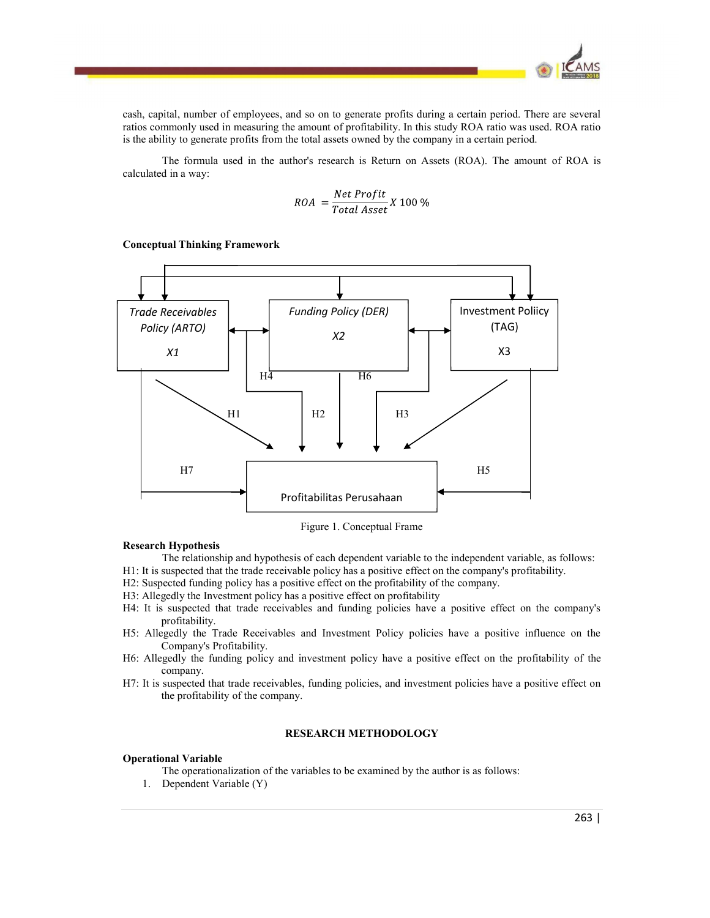cash, capital, number of employees, and so on to generate profits during a certain period. There are several ratios commonly used in measuring the amount of profitability. In this study ROA ratio was used. ROA ratio is the ability to generate profits from the total assets owned by the company in a certain period.

The formula used in the author's research is Return on Assets (ROA). The amount of ROA is calculated in a way:

$$ROA = \frac{Net\ Profit}{Total\ Asset} X\ 100\ \%$$

**Conceptual Thinking Framework**

Figure 1. Conceptual Frame

**Research Hypothesis**

The relationship and hypothesis of each dependent variable to the independent variable, as follows:

H1: It is suspected that the trade receivable policy has a positive effect on the company's profitability.
H2: Suspected funding policy has a positive effect on the profitability of the company.
H3: Allegedly the Investment policy has a positive effect on profitability
H4: It is suspected that trade receivables and funding policies have a positive effect on the company's profitability.
H5: Allegedly the Trade Receivables and Investment Policy policies have a positive influence on the Company's Profitability.
H6: Allegedly the funding policy and investment policy have a positive effect on the profitability of the company.
H7: It is suspected that trade receivables, funding policies, and investment policies have a positive effect on the profitability of the company.

## RESEARCH METHODOLOGY

**Operational Variable**

The operationalization of the variables to be examined by the author is as follows:

1. Dependent Variable (Y)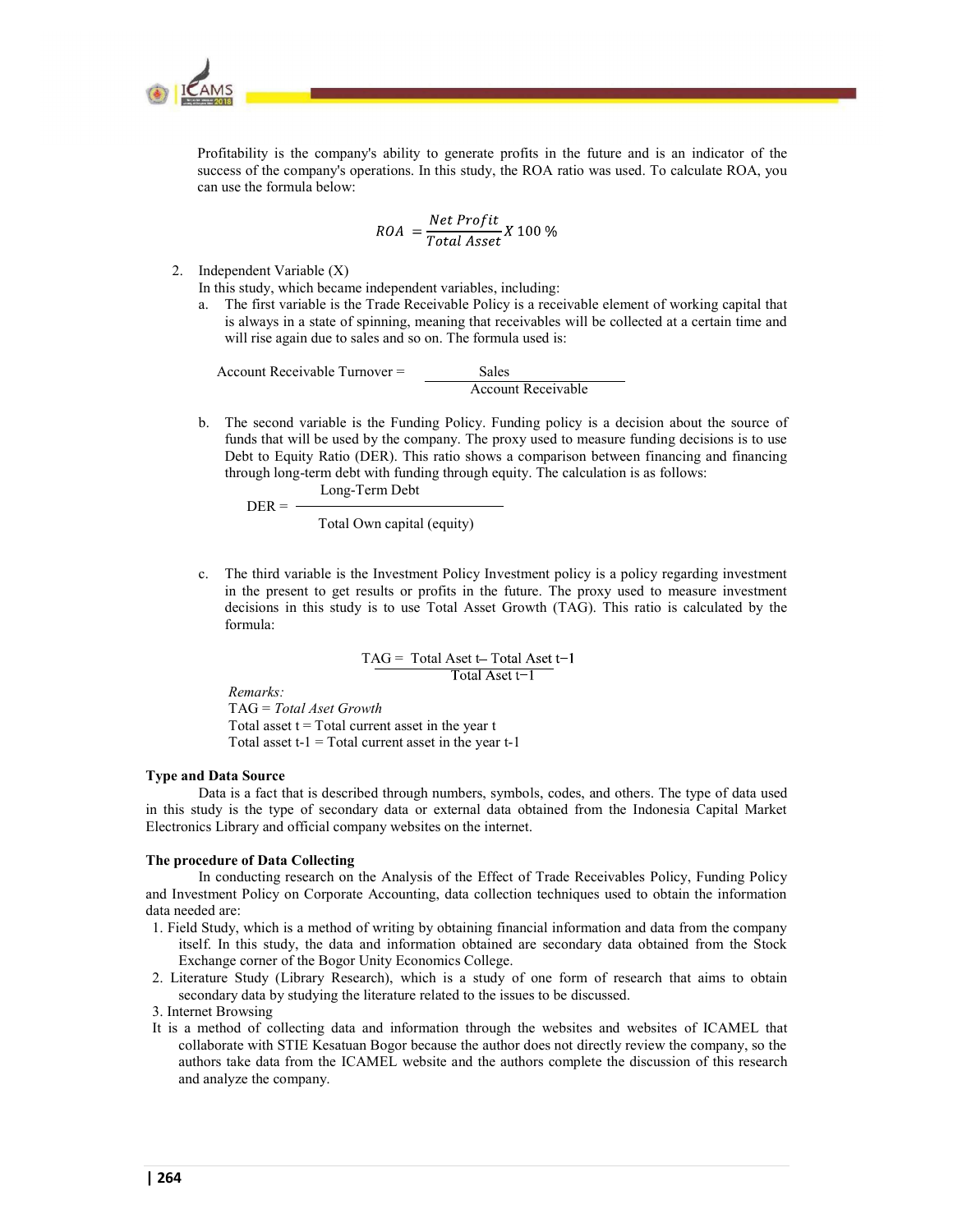Profitability is the company's ability to generate profits in the future and is an indicator of the success of the company's operations. In this study, the ROA ratio was used. To calculate ROA, you can use the formula below:

$$ROA = \frac{Net\ Profit}{Total\ Asset} X\ 100\ \%$$

2. Independent Variable (X)

   In this study, which became independent variables, including:

   a. The first variable is the Trade Receivable Policy is a receivable element of working capital that is always in a state of spinning, meaning that receivables will be collected at a certain time and will rise again due to sales and so on. The formula used is:

   $$\text{Account Receivable Turnover} = \frac{\text{Sales}}{\text{Account Receivable}}$$

   b. The second variable is the Funding Policy. Funding policy is a decision about the source of funds that will be used by the company. The proxy used to measure funding decisions is to use Debt to Equity Ratio (DER). This ratio shows a comparison between financing and financing through long-term debt with funding through equity. The calculation is as follows:

   $$\text{DER} = \frac{\text{Long-Term Debt}}{\text{Total Own capital (equity)}}$$

   c. The third variable is the Investment Policy Investment policy is a policy regarding investment in the present to get results or profits in the future. The proxy used to measure investment decisions in this study is to use Total Asset Growth (TAG). This ratio is calculated by the formula:

   $$\text{TAG} = \frac{\text{Total Aset t} - \text{Total Aset t}-1}{\text{Total Aset t}-1}$$

   *Remarks:*
   TAG = *Total Aset Growth*
   Total asset t = Total current asset in the year t
   Total asset t-1 = Total current asset in the year t-1

**Type and Data Source**

Data is a fact that is described through numbers, symbols, codes, and others. The type of data used in this study is the type of secondary data or external data obtained from the Indonesia Capital Market Electronics Library and official company websites on the internet.

**The procedure of Data Collecting**

In conducting research on the Analysis of the Effect of Trade Receivables Policy, Funding Policy and Investment Policy on Corporate Accounting, data collection techniques used to obtain the information data needed are:

1. Field Study, which is a method of writing by obtaining financial information and data from the company itself. In this study, the data and information obtained are secondary data obtained from the Stock Exchange corner of the Bogor Unity Economics College.
2. Literature Study (Library Research), which is a study of one form of research that aims to obtain secondary data by studying the literature related to the issues to be discussed.
3. Internet Browsing

   It is a method of collecting data and information through the websites and websites of ICAMEL that collaborate with STIE Kesatuan Bogor because the author does not directly review the company, so the authors take data from the ICAMEL website and the authors complete the discussion of this research and analyze the company.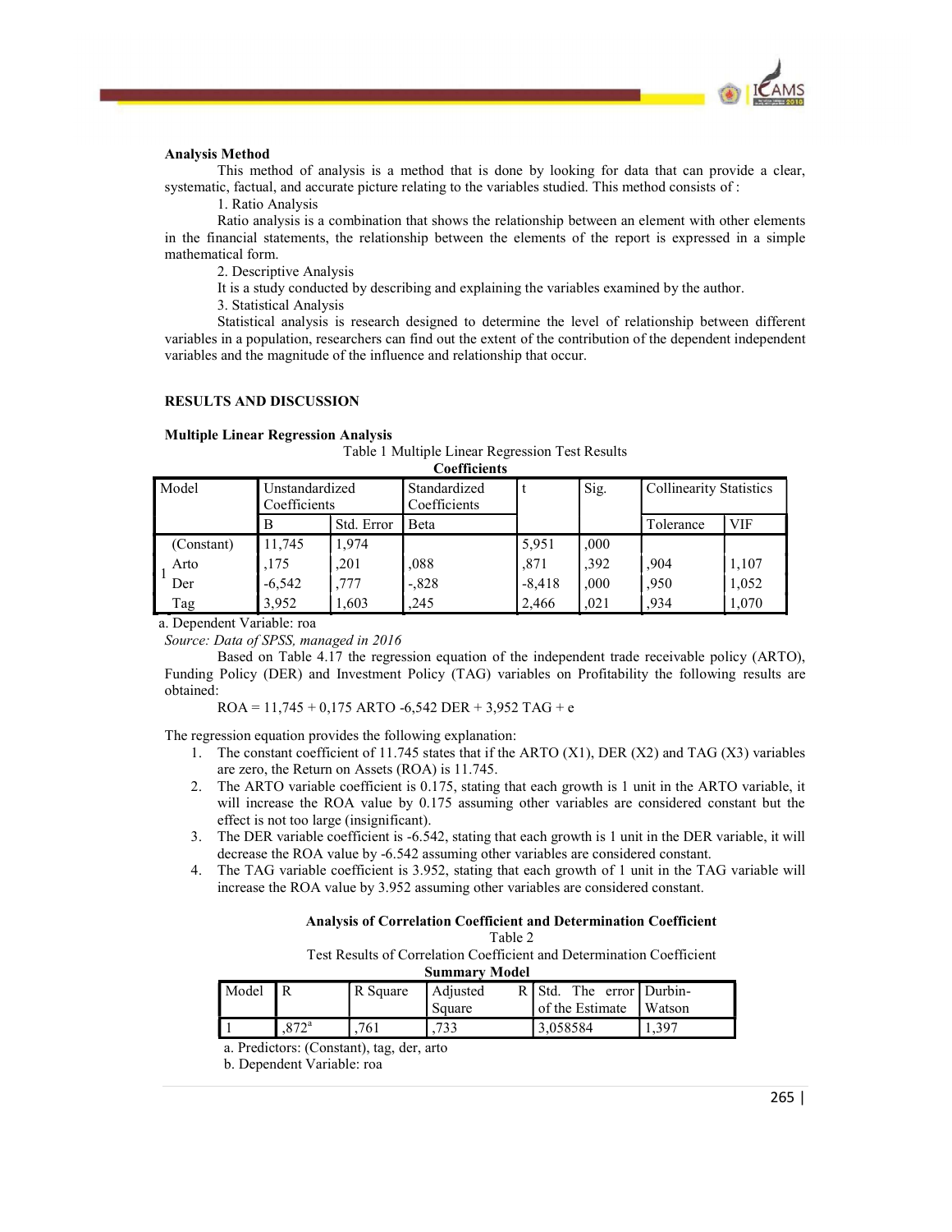**Analysis Method**

This method of analysis is a method that is done by looking for data that can provide a clear, systematic, factual, and accurate picture relating to the variables studied. This method consists of :

1. Ratio Analysis

Ratio analysis is a combination that shows the relationship between an element with other elements in the financial statements, the relationship between the elements of the report is expressed in a simple mathematical form.

2. Descriptive Analysis

It is a study conducted by describing and explaining the variables examined by the author.

3. Statistical Analysis

Statistical analysis is research designed to determine the level of relationship between different variables in a population, researchers can find out the extent of the contribution of the dependent independent variables and the magnitude of the influence and relationship that occur.

## RESULTS AND DISCUSSION

### Multiple Linear Regression Analysis

Table 1 Multiple Linear Regression Test Results

**Coefficients**

| Model | | Unstandardized Coefficients | | Standardized Coefficients | t | Sig. | Collinearity Statistics | |
|---|---|---|---|---|---|---|---|---|
| | | B | Std. Error | Beta | | | Tolerance | VIF |
| 1 | (Constant) | 11,745 | 1,974 | | 5,951 | ,000 | | |
| | Arto | ,175 | ,201 | ,088 | ,871 | ,392 | ,904 | 1,107 |
| | Der | -6,542 | ,777 | -,828 | -8,418 | ,000 | ,950 | 1,052 |
| | Tag | 3,952 | 1,603 | ,245 | 2,466 | ,021 | ,934 | 1,070 |

a. Dependent Variable: roa

*Source: Data of SPSS, managed in 2016*

Based on Table 4.17 the regression equation of the independent trade receivable policy (ARTO), Funding Policy (DER) and Investment Policy (TAG) variables on Profitability the following results are obtained:

$$ROA = 11{,}745 + 0{,}175\ ARTO - 6{,}542\ DER + 3{,}952\ TAG + e$$

The regression equation provides the following explanation:

1. The constant coefficient of 11.745 states that if the ARTO (X1), DER (X2) and TAG (X3) variables are zero, the Return on Assets (ROA) is 11.745.
2. The ARTO variable coefficient is 0.175, stating that each growth is 1 unit in the ARTO variable, it will increase the ROA value by 0.175 assuming other variables are considered constant but the effect is not too large (insignificant).
3. The DER variable coefficient is -6.542, stating that each growth is 1 unit in the DER variable, it will decrease the ROA value by -6.542 assuming other variables are considered constant.
4. The TAG variable coefficient is 3.952, stating that each growth of 1 unit in the TAG variable will increase the ROA value by 3.952 assuming other variables are considered constant.

### Analysis of Correlation Coefficient and Determination Coefficient

Table 2

Test Results of Correlation Coefficient and Determination Coefficient

**Summary Model**

| Model | R | R Square | Adjusted R Square | Std. The error of the Estimate | Durbin-Watson |
|---|---|---|---|---|---|
| 1 | ,872[a] | ,761 | ,733 | 3,058584 | 1,397 |

a. Predictors: (Constant), tag, der, arto

b. Dependent Variable: roa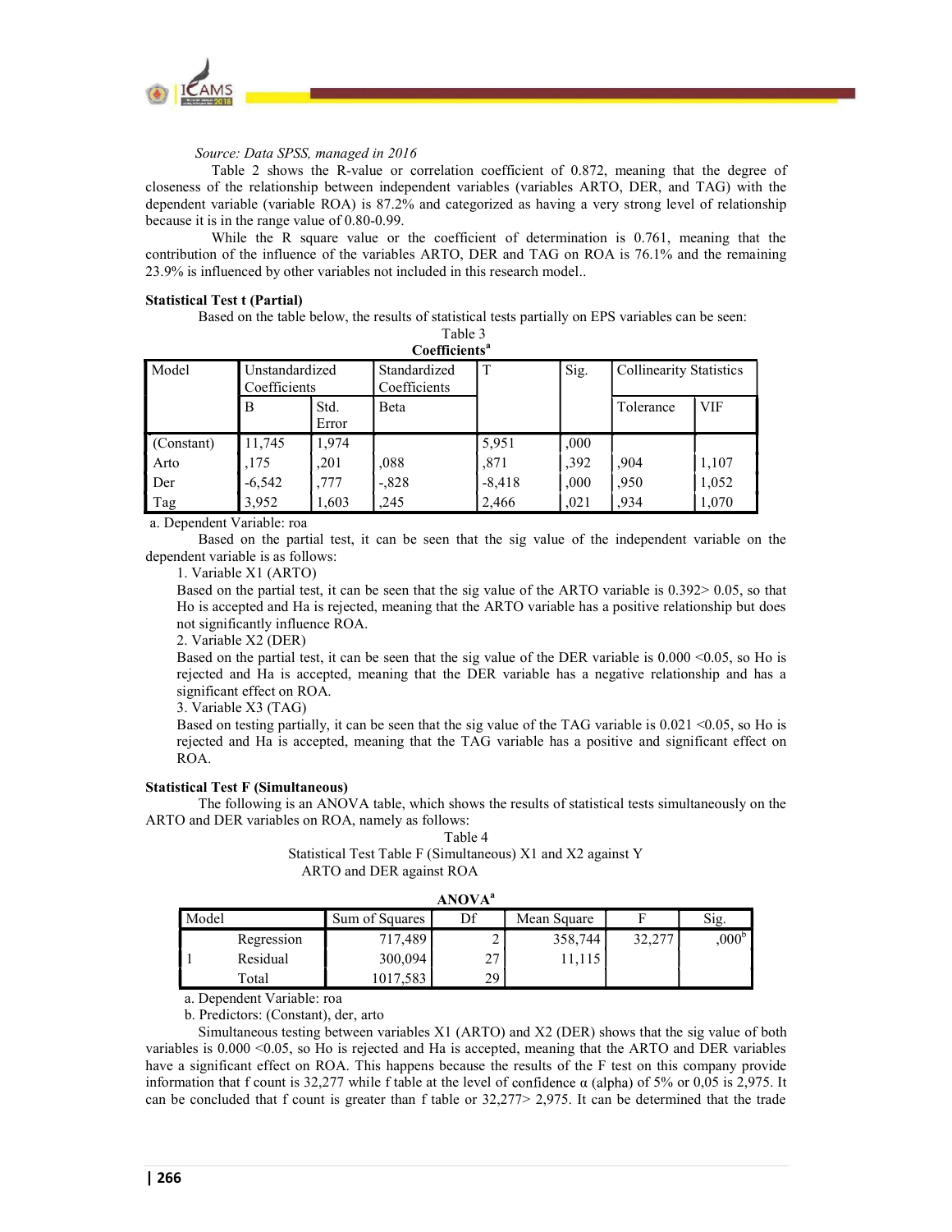*Source: Data SPSS, managed in 2016*

Table 2 shows the R-value or correlation coefficient of 0.872, meaning that the degree of closeness of the relationship between independent variables (variables ARTO, DER, and TAG) with the dependent variable (variable ROA) is 87.2% and categorized as having a very strong level of relationship because it is in the range value of 0.80-0.99.

While the R square value or the coefficient of determination is 0.761, meaning that the contribution of the influence of the variables ARTO, DER and TAG on ROA is 76.1% and the remaining 23.9% is influenced by other variables not included in this research model..

**Statistical Test t (Partial)**

Based on the table below, the results of statistical tests partially on EPS variables can be seen:

Table 3

**Coefficients[a]**

| Model | Unstandardized Coefficients | | Standardized Coefficients | T | Sig. | Collinearity Statistics | |
|---|---|---|---|---|---|---|---|
| | B | Std. Error | Beta | | | Tolerance | VIF |
| (Constant) | 11,745 | 1,974 | | 5,951 | ,000 | | |
| Arto | ,175 | ,201 | ,088 | ,871 | ,392 | ,904 | 1,107 |
| Der | -6,542 | ,777 | -,828 | -8,418 | ,000 | ,950 | 1,052 |
| Tag | 3,952 | 1,603 | ,245 | 2,466 | ,021 | ,934 | 1,070 |

a. Dependent Variable: roa

Based on the partial test, it can be seen that the sig value of the independent variable on the dependent variable is as follows:

1. Variable X1 (ARTO)

   Based on the partial test, it can be seen that the sig value of the ARTO variable is 0.392> 0.05, so that Ho is accepted and Ha is rejected, meaning that the ARTO variable has a positive relationship but does not significantly influence ROA.

2. Variable X2 (DER)

   Based on the partial test, it can be seen that the sig value of the DER variable is 0.000 <0.05, so Ho is rejected and Ha is accepted, meaning that the DER variable has a negative relationship and has a significant effect on ROA.

3. Variable X3 (TAG)

   Based on testing partially, it can be seen that the sig value of the TAG variable is 0.021 <0.05, so Ho is rejected and Ha is accepted, meaning that the TAG variable has a positive and significant effect on ROA.

**Statistical Test F (Simultaneous)**

The following is an ANOVA table, which shows the results of statistical tests simultaneously on the ARTO and DER variables on ROA, namely as follows:

Table 4

Statistical Test Table F (Simultaneous) X1 and X2 against Y

ARTO and DER against ROA

**ANOVA[a]**

| Model | | Sum of Squares | Df | Mean Square | F | Sig. |
|---|---|---|---|---|---|---|
| 1 | Regression | 717,489 | 2 | 358,744 | 32,277 | ,000[b] |
| | Residual | 300,094 | 27 | 11,115 | | |
| | Total | 1017,583 | 29 | | | |

a. Dependent Variable: roa

b. Predictors: (Constant), der, arto

Simultaneous testing between variables X1 (ARTO) and X2 (DER) shows that the sig value of both variables is 0.000 <0.05, so Ho is rejected and Ha is accepted, meaning that the ARTO and DER variables have a significant effect on ROA. This happens because the results of the F test on this company provide information that f count is 32,277 while f table at the level of confidence α (alpha) of 5% or 0,05 is 2,975. It can be concluded that f count is greater than f table or 32,277> 2,975. It can be determined that the trade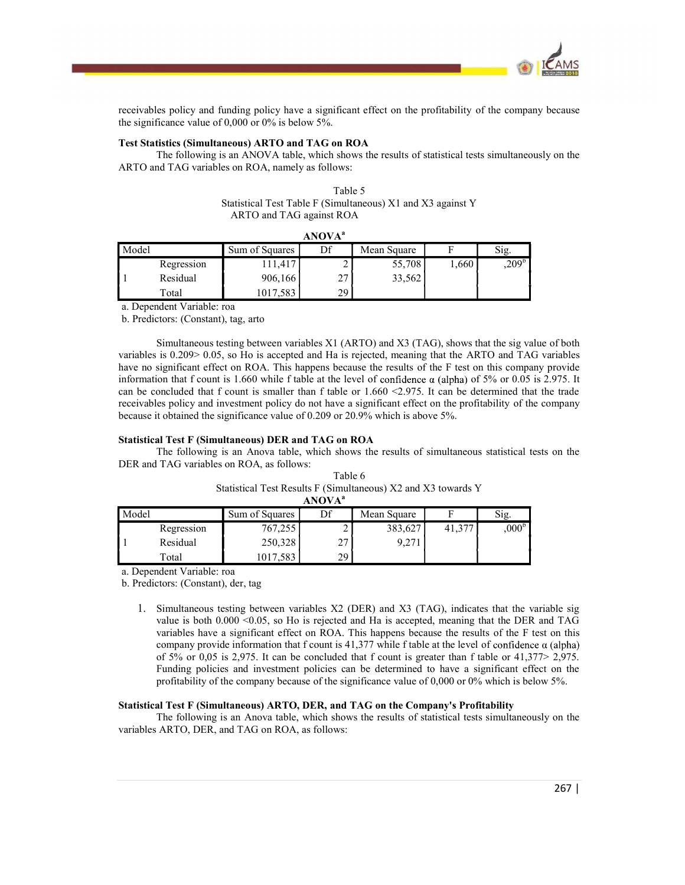receivables policy and funding policy have a significant effect on the profitability of the company because the significance value of 0,000 or 0% is below 5%.

**Test Statistics (Simultaneous) ARTO and TAG on ROA**

The following is an ANOVA table, which shows the results of statistical tests simultaneously on the ARTO and TAG variables on ROA, namely as follows:

Table 5
Statistical Test Table F (Simultaneous) X1 and X3 against Y
ARTO and TAG against ROA

**ANOVA**[a]

| Model | | Sum of Squares | Df | Mean Square | F | Sig. |
|---|---|---|---|---|---|---|
| 1 | Regression | 111,417 | 2 | 55,708 | 1,660 | ,209[b] |
| | Residual | 906,166 | 27 | 33,562 | | |
| | Total | 1017,583 | 29 | | | |

a. Dependent Variable: roa
b. Predictors: (Constant), tag, arto

Simultaneous testing between variables X1 (ARTO) and X3 (TAG), shows that the sig value of both variables is 0.209> 0.05, so Ho is accepted and Ha is rejected, meaning that the ARTO and TAG variables have no significant effect on ROA. This happens because the results of the F test on this company provide information that f count is 1.660 while f table at the level of confidence α (alpha) of 5% or 0.05 is 2.975. It can be concluded that f count is smaller than f table or 1.660 <2.975. It can be determined that the trade receivables policy and investment policy do not have a significant effect on the profitability of the company because it obtained the significance value of 0.209 or 20.9% which is above 5%.

**Statistical Test F (Simultaneous) DER and TAG on ROA**

The following is an Anova table, which shows the results of simultaneous statistical tests on the DER and TAG variables on ROA, as follows:

Table 6
Statistical Test Results F (Simultaneous) X2 and X3 towards Y

**ANOVA**[a]

| Model | | Sum of Squares | Df | Mean Square | F | Sig. |
|---|---|---|---|---|---|---|
| 1 | Regression | 767,255 | 2 | 383,627 | 41,377 | ,000[b] |
| | Residual | 250,328 | 27 | 9,271 | | |
| | Total | 1017,583 | 29 | | | |

a. Dependent Variable: roa
b. Predictors: (Constant), der, tag

1. Simultaneous testing between variables X2 (DER) and X3 (TAG), indicates that the variable sig value is both 0.000 <0.05, so Ho is rejected and Ha is accepted, meaning that the DER and TAG variables have a significant effect on ROA. This happens because the results of the F test on this company provide information that f count is 41,377 while f table at the level of confidence α (alpha) of 5% or 0,05 is 2,975. It can be concluded that f count is greater than f table or 41,377> 2,975. Funding policies and investment policies can be determined to have a significant effect on the profitability of the company because of the significance value of 0,000 or 0% which is below 5%.

**Statistical Test F (Simultaneous) ARTO, DER, and TAG on the Company's Profitability**

The following is an Anova table, which shows the results of statistical tests simultaneously on the variables ARTO, DER, and TAG on ROA, as follows: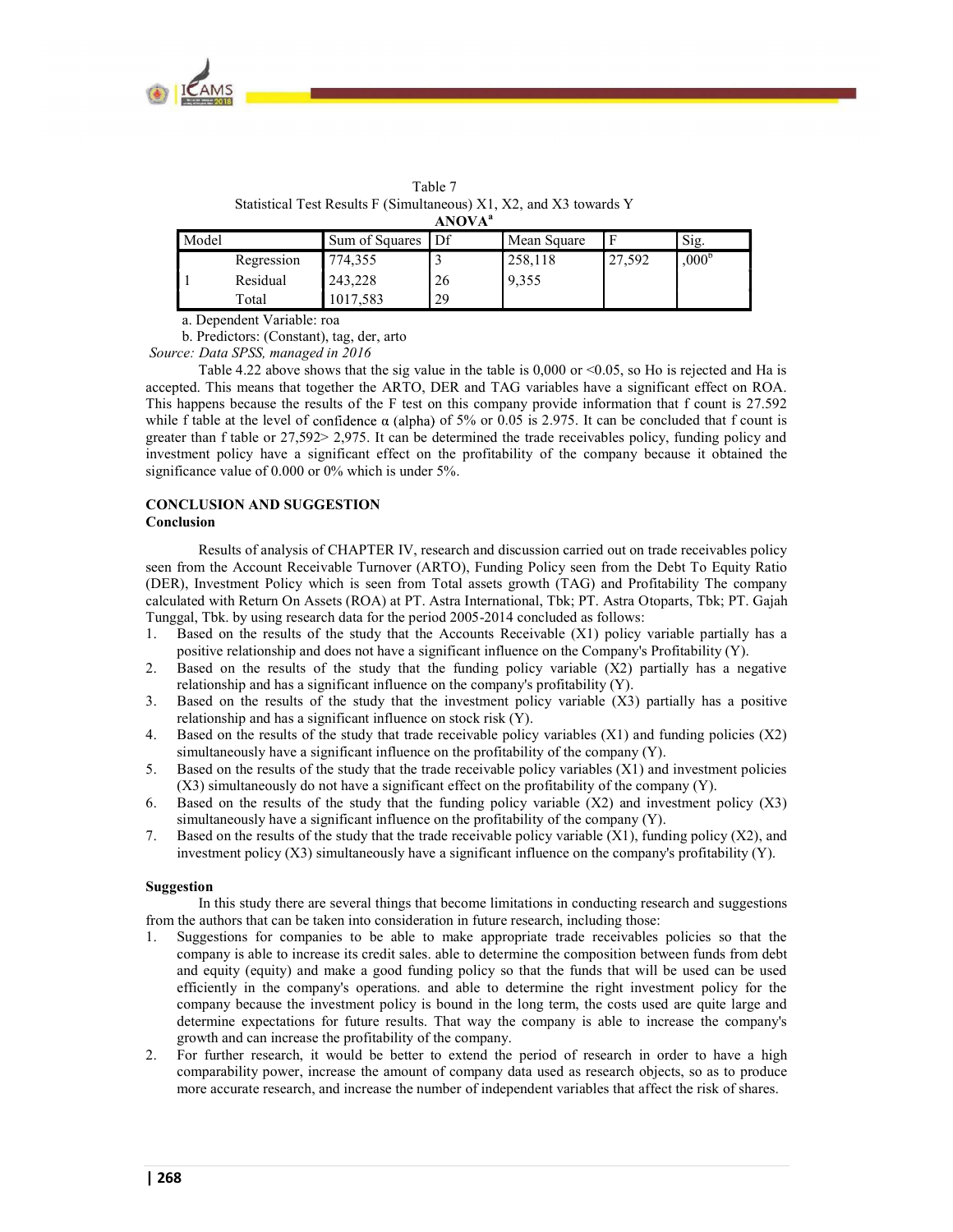Table 7

Statistical Test Results F (Simultaneous) X1, X2, and X3 towards Y

**ANOVA**[a]

| Model | | Sum of Squares | Df | Mean Square | F | Sig. |
|---|---|---|---|---|---|---|
| 1 | Regression | 774,355 | 3 | 258,118 | 27,592 | ,000[b] |
| | Residual | 243,228 | 26 | 9,355 | | |
| | Total | 1017,583 | 29 | | | |

a. Dependent Variable: roa

b. Predictors: (Constant), tag, der, arto

*Source: Data SPSS, managed in 2016*

Table 4.22 above shows that the sig value in the table is 0,000 or <0.05, so Ho is rejected and Ha is accepted. This means that together the ARTO, DER and TAG variables have a significant effect on ROA. This happens because the results of the F test on this company provide information that f count is 27.592 while f table at the level of confidence α (alpha) of 5% or 0.05 is 2.975. It can be concluded that f count is greater than f table or 27,592> 2,975. It can be determined the trade receivables policy, funding policy and investment policy have a significant effect on the profitability of the company because it obtained the significance value of 0.000 or 0% which is under 5%.

## CONCLUSION AND SUGGESTION

### Conclusion

Results of analysis of CHAPTER IV, research and discussion carried out on trade receivables policy seen from the Account Receivable Turnover (ARTO), Funding Policy seen from the Debt To Equity Ratio (DER), Investment Policy which is seen from Total assets growth (TAG) and Profitability The company calculated with Return On Assets (ROA) at PT. Astra International, Tbk; PT. Astra Otoparts, Tbk; PT. Gajah Tunggal, Tbk. by using research data for the period 2005-2014 concluded as follows:

1. Based on the results of the study that the Accounts Receivable (X1) policy variable partially has a positive relationship and does not have a significant influence on the Company's Profitability (Y).
2. Based on the results of the study that the funding policy variable (X2) partially has a negative relationship and has a significant influence on the company's profitability (Y).
3. Based on the results of the study that the investment policy variable (X3) partially has a positive relationship and has a significant influence on stock risk (Y).
4. Based on the results of the study that trade receivable policy variables (X1) and funding policies (X2) simultaneously have a significant influence on the profitability of the company (Y).
5. Based on the results of the study that the trade receivable policy variables (X1) and investment policies (X3) simultaneously do not have a significant effect on the profitability of the company (Y).
6. Based on the results of the study that the funding policy variable (X2) and investment policy (X3) simultaneously have a significant influence on the profitability of the company (Y).
7. Based on the results of the study that the trade receivable policy variable (X1), funding policy (X2), and investment policy (X3) simultaneously have a significant influence on the company's profitability (Y).

### Suggestion

In this study there are several things that become limitations in conducting research and suggestions from the authors that can be taken into consideration in future research, including those:

1. Suggestions for companies to be able to make appropriate trade receivables policies so that the company is able to increase its credit sales. able to determine the composition between funds from debt and equity (equity) and make a good funding policy so that the funds that will be used can be used efficiently in the company's operations. and able to determine the right investment policy for the company because the investment policy is bound in the long term, the costs used are quite large and determine expectations for future results. That way the company is able to increase the company's growth and can increase the profitability of the company.
2. For further research, it would be better to extend the period of research in order to have a high comparability power, increase the amount of company data used as research objects, so as to produce more accurate research, and increase the number of independent variables that affect the risk of shares.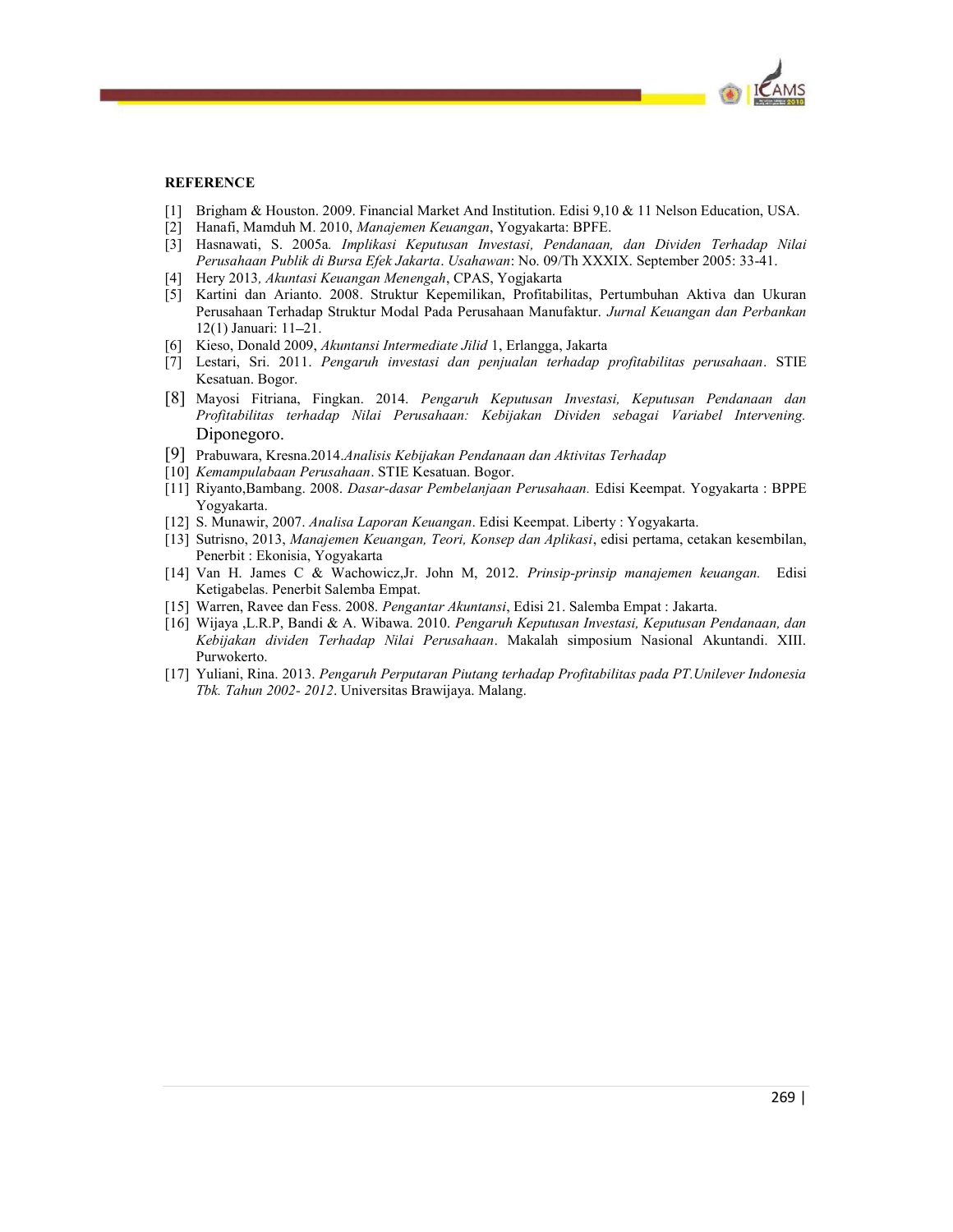**REFERENCE**

[1] Brigham & Houston. 2009. Financial Market And Institution. Edisi 9,10 & 11 Nelson Education, USA.
[2] Hanafi, Mamduh M. 2010, *Manajemen Keuangan*, Yogyakarta: BPFE.
[3] Hasnawati, S. 2005a*. Implikasi Keputusan Investasi, Pendanaan, dan Dividen Terhadap Nilai Perusahaan Publik di Bursa Efek Jakarta*. *Usahawan*: No. 09/Th XXXIX. September 2005: 33-41.
[4] Hery 2013*, Akuntasi Keuangan Menengah*, CPAS, Yogjakarta
[5] Kartini dan Arianto. 2008. Struktur Kepemilikan, Profitabilitas, Pertumbuhan Aktiva dan Ukuran Perusahaan Terhadap Struktur Modal Pada Perusahaan Manufaktur. *Jurnal Keuangan dan Perbankan* 12(1) Januari: 11–21.
[6] Kieso, Donald 2009, *Akuntansi Intermediate Jilid* 1, Erlangga, Jakarta
[7] Lestari, Sri. 2011. *Pengaruh investasi dan penjualan terhadap profitabilitas perusahaan*. STIE Kesatuan. Bogor.
[8] Mayosi Fitriana, Fingkan. 2014. *Pengaruh Keputusan Investasi, Keputusan Pendanaan dan Profitabilitas terhadap Nilai Perusahaan: Kebijakan Dividen sebagai Variabel Intervening.* Diponegoro.
[9] Prabuwara, Kresna.2014.*Analisis Kebijakan Pendanaan dan Aktivitas Terhadap*
[10] *Kemampulabaan Perusahaan*. STIE Kesatuan. Bogor.
[11] Riyanto,Bambang. 2008. *Dasar-dasar Pembelanjaan Perusahaan.* Edisi Keempat. Yogyakarta : BPPE Yogyakarta.
[12] S. Munawir, 2007. *Analisa Laporan Keuangan*. Edisi Keempat. Liberty : Yogyakarta.
[13] Sutrisno, 2013, *Manajemen Keuangan, Teori, Konsep dan Aplikasi*, edisi pertama, cetakan kesembilan, Penerbit : Ekonisia, Yogyakarta
[14] Van H. James C & Wachowicz,Jr. John M, 2012. *Prinsip-prinsip manajemen keuangan.* Edisi Ketigabelas. Penerbit Salemba Empat.
[15] Warren, Ravee dan Fess. 2008. *Pengantar Akuntansi*, Edisi 21. Salemba Empat : Jakarta.
[16] Wijaya ,L.R.P, Bandi & A. Wibawa. 2010. *Pengaruh Keputusan Investasi, Keputusan Pendanaan, dan Kebijakan dividen Terhadap Nilai Perusahaan*. Makalah simposium Nasional Akuntandi. XIII. Purwokerto.
[17] Yuliani, Rina. 2013. *Pengaruh Perputaran Piutang terhadap Profitabilitas pada PT.Unilever Indonesia Tbk. Tahun 2002- 2012*. Universitas Brawijaya. Malang.